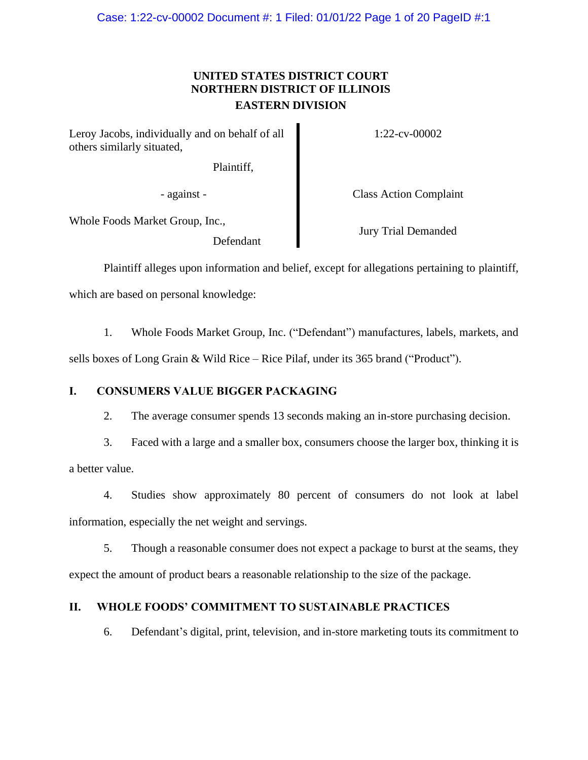**UNITED STATES DISTRICT COURT**
**NORTHERN DISTRICT OF ILLINOIS**
**EASTERN DIVISION**

| | |
|---|---|
| Leroy Jacobs, individually and on behalf of all others similarly situated, | 1:22-cv-00002 |
| Plaintiff, | |
| - against - | Class Action Complaint |
| Whole Foods Market Group, Inc., | Jury Trial Demanded |
| Defendant | |

Plaintiff alleges upon information and belief, except for allegations pertaining to plaintiff, which are based on personal knowledge:

1. Whole Foods Market Group, Inc. ("Defendant") manufactures, labels, markets, and sells boxes of Long Grain & Wild Rice – Rice Pilaf, under its 365 brand ("Product").

## I. CONSUMERS VALUE BIGGER PACKAGING

2. The average consumer spends 13 seconds making an in-store purchasing decision.

3. Faced with a large and a smaller box, consumers choose the larger box, thinking it is a better value.

4. Studies show approximately 80 percent of consumers do not look at label information, especially the net weight and servings.

5. Though a reasonable consumer does not expect a package to burst at the seams, they expect the amount of product bears a reasonable relationship to the size of the package.

## II. WHOLE FOODS' COMMITMENT TO SUSTAINABLE PRACTICES

6. Defendant's digital, print, television, and in-store marketing touts its commitment to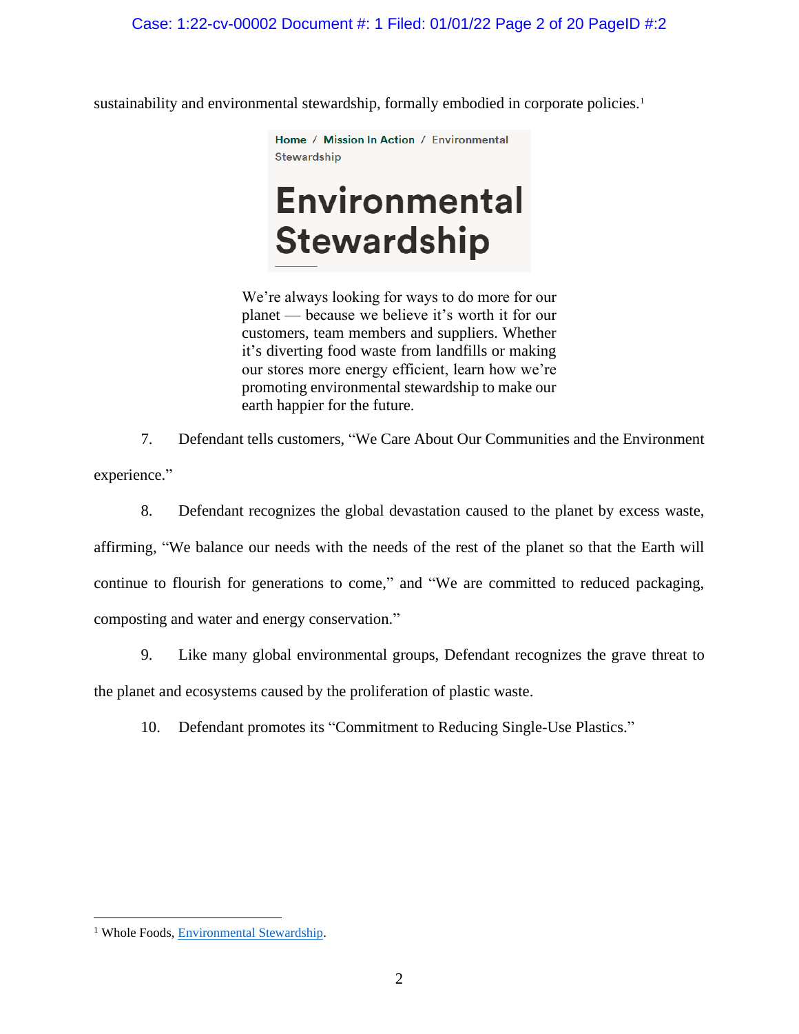sustainability and environmental stewardship, formally embodied in corporate policies.[1]

Home / Mission In Action / Environmental Stewardship

# Environmental Stewardship

We're always looking for ways to do more for our planet — because we believe it's worth it for our customers, team members and suppliers. Whether it's diverting food waste from landfills or making our stores more energy efficient, learn how we're promoting environmental stewardship to make our earth happier for the future.

7. Defendant tells customers, "We Care About Our Communities and the Environment experience."

8. Defendant recognizes the global devastation caused to the planet by excess waste, affirming, "We balance our needs with the needs of the rest of the planet so that the Earth will continue to flourish for generations to come," and "We are committed to reduced packaging, composting and water and energy conservation."

9. Like many global environmental groups, Defendant recognizes the grave threat to the planet and ecosystems caused by the proliferation of plastic waste.

10. Defendant promotes its "Commitment to Reducing Single-Use Plastics."

---

[1] Whole Foods, Environmental Stewardship.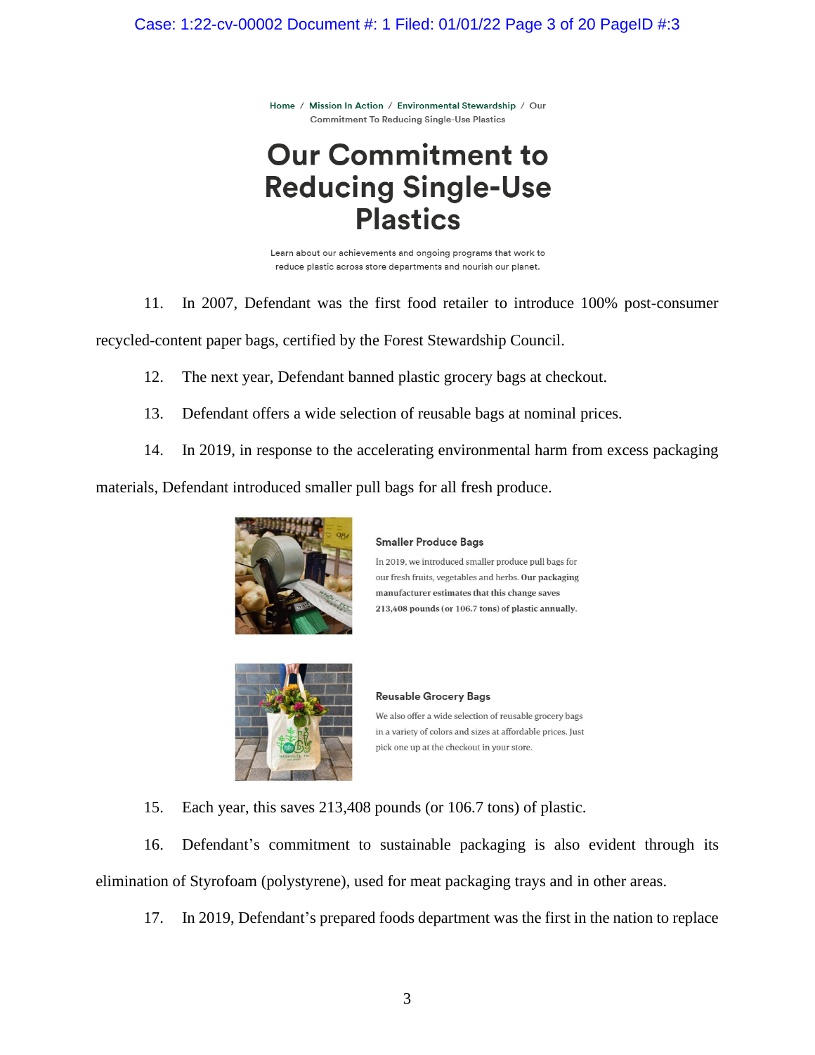Home / Mission In Action / Environmental Stewardship / Our Commitment To Reducing Single-Use Plastics

# Our Commitment to Reducing Single-Use Plastics

Learn about our achievements and ongoing programs that work to reduce plastic across store departments and nourish our planet.

11. In 2007, Defendant was the first food retailer to introduce 100% post-consumer recycled-content paper bags, certified by the Forest Stewardship Council.

12. The next year, Defendant banned plastic grocery bags at checkout.

13. Defendant offers a wide selection of reusable bags at nominal prices.

14. In 2019, in response to the accelerating environmental harm from excess packaging materials, Defendant introduced smaller pull bags for all fresh produce.

**Smaller Produce Bags**

In 2019, we introduced smaller produce pull bags for our fresh fruits, vegetables and herbs. **Our packaging manufacturer estimates that this change saves 213,408 pounds (or 106.7 tons) of plastic annually.**

**Reusable Grocery Bags**

We also offer a wide selection of reusable grocery bags in a variety of colors and sizes at affordable prices. Just pick one up at the checkout in your store.

15. Each year, this saves 213,408 pounds (or 106.7 tons) of plastic.

16. Defendant's commitment to sustainable packaging is also evident through its elimination of Styrofoam (polystyrene), used for meat packaging trays and in other areas.

17. In 2019, Defendant's prepared foods department was the first in the nation to replace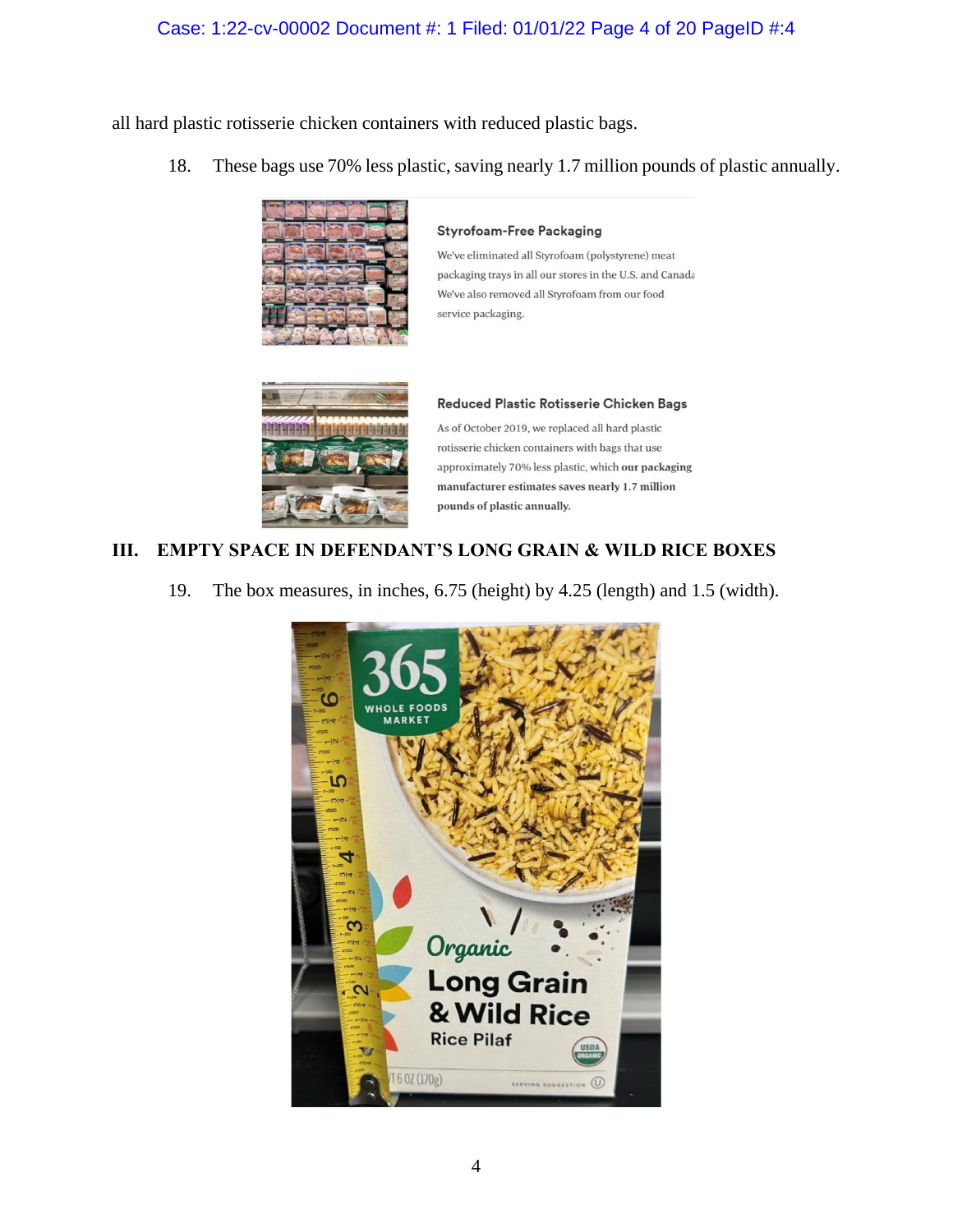all hard plastic rotisserie chicken containers with reduced plastic bags.

18. These bags use 70% less plastic, saving nearly 1.7 million pounds of plastic annually.

**Styrofoam-Free Packaging**

We've eliminated all Styrofoam (polystyrene) meat packaging trays in all our stores in the U.S. and Canada. We've also removed all Styrofoam from our food service packaging.

**Reduced Plastic Rotisserie Chicken Bags**

As of October 2019, we replaced all hard plastic rotisserie chicken containers with bags that use approximately 70% less plastic, which **our packaging manufacturer estimates saves nearly 1.7 million pounds of plastic annually.**

## III. EMPTY SPACE IN DEFENDANT'S LONG GRAIN & WILD RICE BOXES

19. The box measures, in inches, 6.75 (height) by 4.25 (length) and 1.5 (width).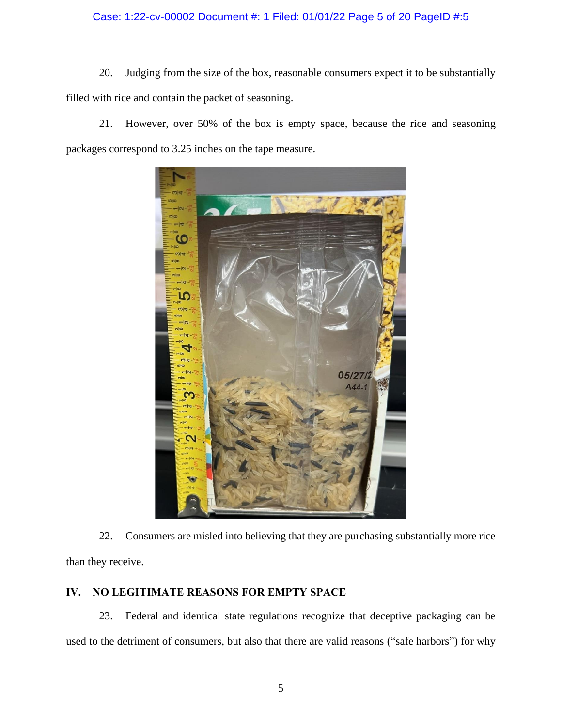20. Judging from the size of the box, reasonable consumers expect it to be substantially filled with rice and contain the packet of seasoning.

21. However, over 50% of the box is empty space, because the rice and seasoning packages correspond to 3.25 inches on the tape measure.

22. Consumers are misled into believing that they are purchasing substantially more rice than they receive.

## IV. NO LEGITIMATE REASONS FOR EMPTY SPACE

23. Federal and identical state regulations recognize that deceptive packaging can be used to the detriment of consumers, but also that there are valid reasons ("safe harbors") for why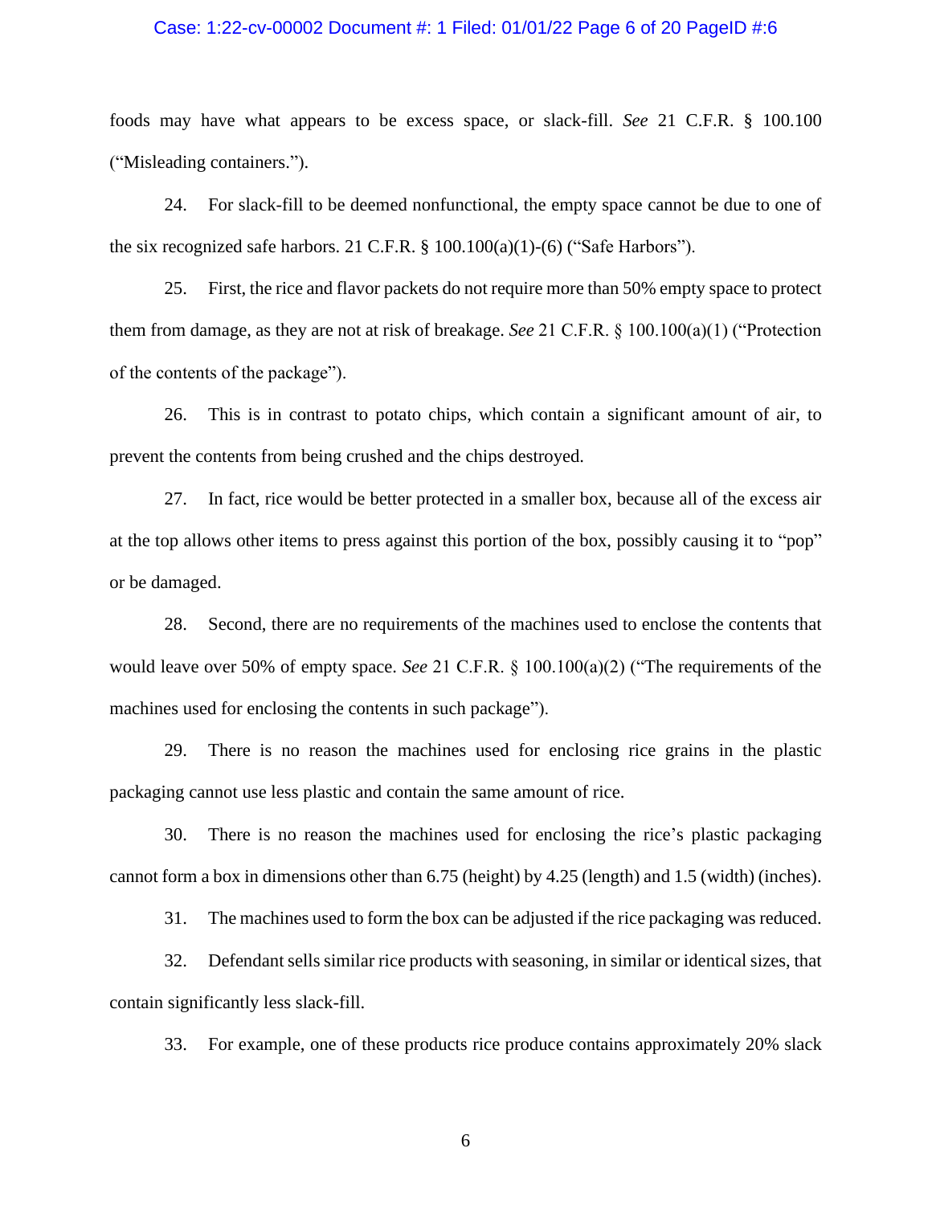foods may have what appears to be excess space, or slack-fill. *See* 21 C.F.R. § 100.100 ("Misleading containers.").

24. For slack-fill to be deemed nonfunctional, the empty space cannot be due to one of the six recognized safe harbors. 21 C.F.R. § 100.100(a)(1)-(6) ("Safe Harbors").

25. First, the rice and flavor packets do not require more than 50% empty space to protect them from damage, as they are not at risk of breakage. *See* 21 C.F.R. § 100.100(a)(1) ("Protection of the contents of the package").

26. This is in contrast to potato chips, which contain a significant amount of air, to prevent the contents from being crushed and the chips destroyed.

27. In fact, rice would be better protected in a smaller box, because all of the excess air at the top allows other items to press against this portion of the box, possibly causing it to "pop" or be damaged.

28. Second, there are no requirements of the machines used to enclose the contents that would leave over 50% of empty space. *See* 21 C.F.R. § 100.100(a)(2) ("The requirements of the machines used for enclosing the contents in such package").

29. There is no reason the machines used for enclosing rice grains in the plastic packaging cannot use less plastic and contain the same amount of rice.

30. There is no reason the machines used for enclosing the rice's plastic packaging cannot form a box in dimensions other than 6.75 (height) by 4.25 (length) and 1.5 (width) (inches).

31. The machines used to form the box can be adjusted if the rice packaging was reduced.

32. Defendant sells similar rice products with seasoning, in similar or identical sizes, that contain significantly less slack-fill.

33. For example, one of these products rice produce contains approximately 20% slack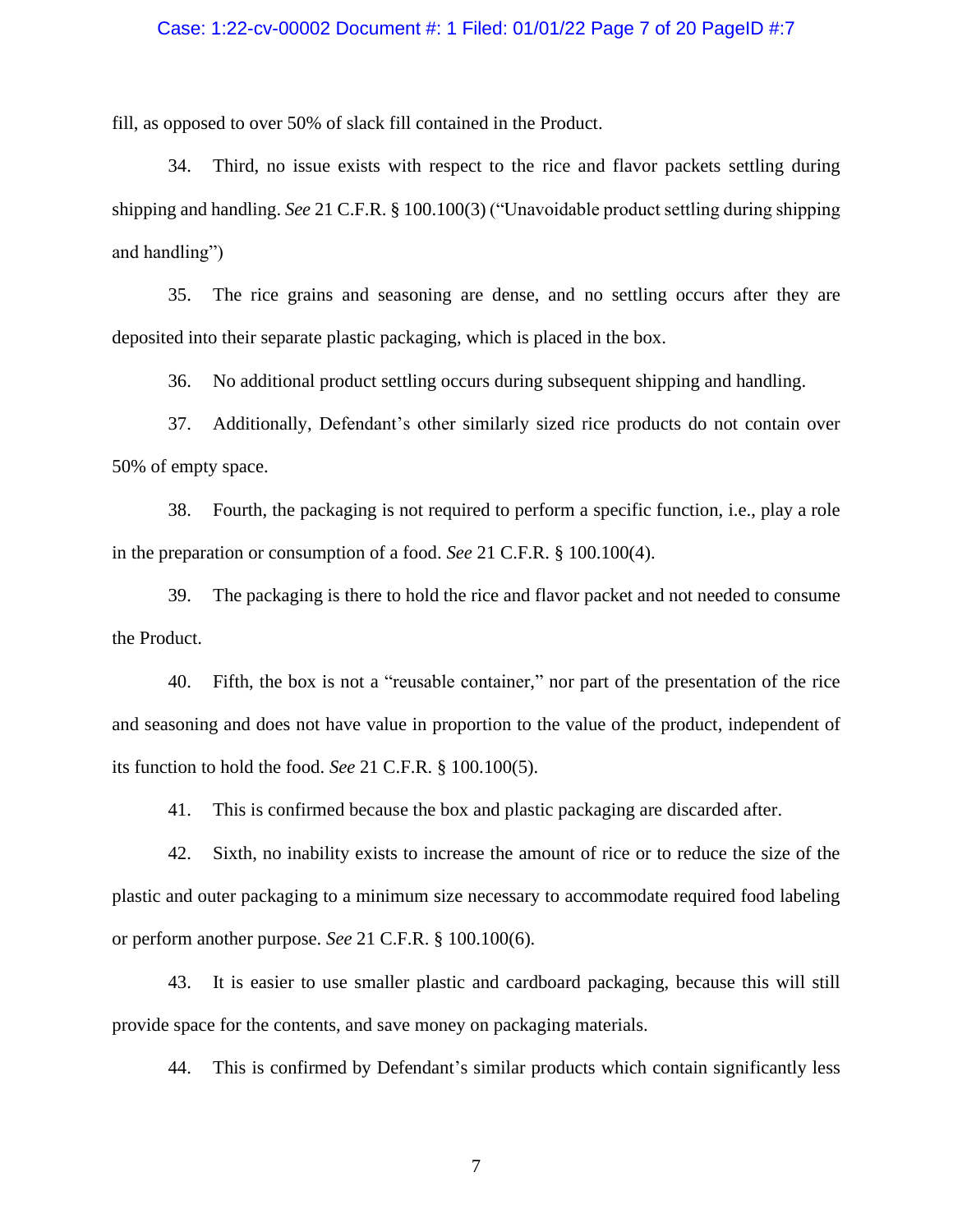fill, as opposed to over 50% of slack fill contained in the Product.

34. Third, no issue exists with respect to the rice and flavor packets settling during shipping and handling. *See* 21 C.F.R. § 100.100(3) ("Unavoidable product settling during shipping and handling")

35. The rice grains and seasoning are dense, and no settling occurs after they are deposited into their separate plastic packaging, which is placed in the box.

36. No additional product settling occurs during subsequent shipping and handling.

37. Additionally, Defendant's other similarly sized rice products do not contain over 50% of empty space.

38. Fourth, the packaging is not required to perform a specific function, i.e., play a role in the preparation or consumption of a food. *See* 21 C.F.R. § 100.100(4).

39. The packaging is there to hold the rice and flavor packet and not needed to consume the Product.

40. Fifth, the box is not a "reusable container," nor part of the presentation of the rice and seasoning and does not have value in proportion to the value of the product, independent of its function to hold the food. *See* 21 C.F.R. § 100.100(5).

41. This is confirmed because the box and plastic packaging are discarded after.

42. Sixth, no inability exists to increase the amount of rice or to reduce the size of the plastic and outer packaging to a minimum size necessary to accommodate required food labeling or perform another purpose. *See* 21 C.F.R. § 100.100(6).

43. It is easier to use smaller plastic and cardboard packaging, because this will still provide space for the contents, and save money on packaging materials.

44. This is confirmed by Defendant's similar products which contain significantly less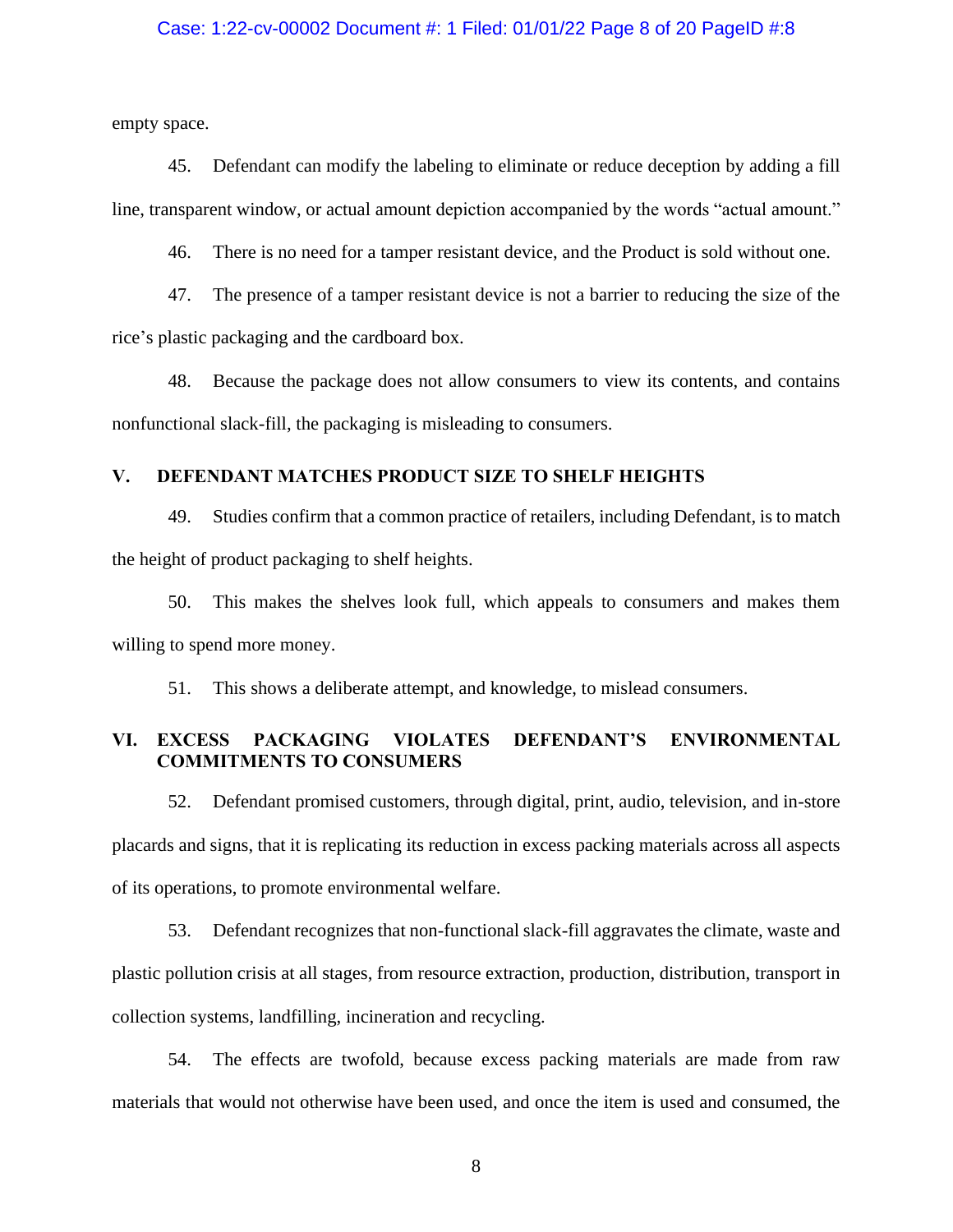empty space.

45. Defendant can modify the labeling to eliminate or reduce deception by adding a fill line, transparent window, or actual amount depiction accompanied by the words "actual amount."

46. There is no need for a tamper resistant device, and the Product is sold without one.

47. The presence of a tamper resistant device is not a barrier to reducing the size of the rice's plastic packaging and the cardboard box.

48. Because the package does not allow consumers to view its contents, and contains nonfunctional slack-fill, the packaging is misleading to consumers.

## V. DEFENDANT MATCHES PRODUCT SIZE TO SHELF HEIGHTS

49. Studies confirm that a common practice of retailers, including Defendant, is to match the height of product packaging to shelf heights.

50. This makes the shelves look full, which appeals to consumers and makes them willing to spend more money.

51. This shows a deliberate attempt, and knowledge, to mislead consumers.

## VI. EXCESS PACKAGING VIOLATES DEFENDANT'S ENVIRONMENTAL COMMITMENTS TO CONSUMERS

52. Defendant promised customers, through digital, print, audio, television, and in-store placards and signs, that it is replicating its reduction in excess packing materials across all aspects of its operations, to promote environmental welfare.

53. Defendant recognizes that non-functional slack-fill aggravates the climate, waste and plastic pollution crisis at all stages, from resource extraction, production, distribution, transport in collection systems, landfilling, incineration and recycling.

54. The effects are twofold, because excess packing materials are made from raw materials that would not otherwise have been used, and once the item is used and consumed, the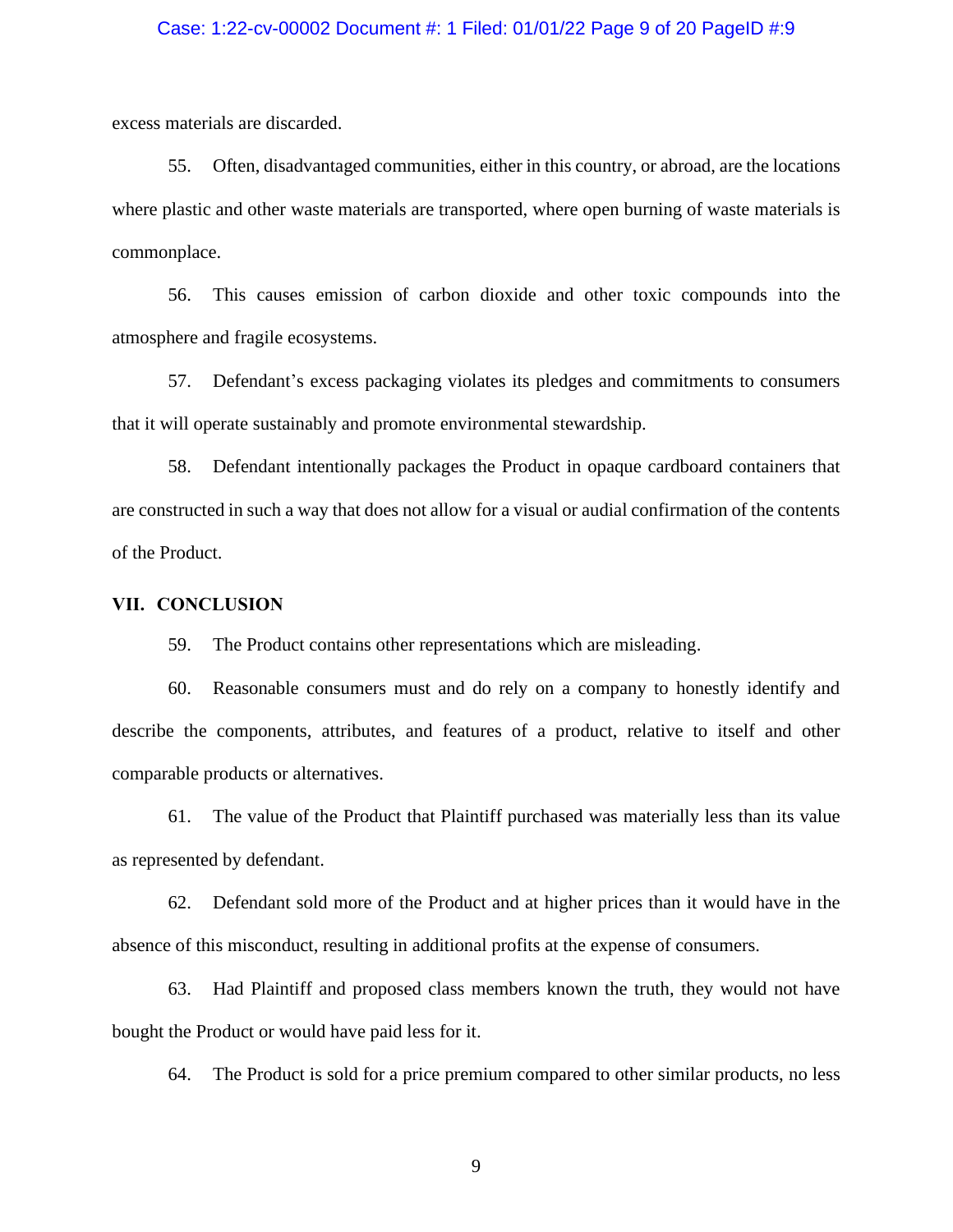excess materials are discarded.

55. Often, disadvantaged communities, either in this country, or abroad, are the locations where plastic and other waste materials are transported, where open burning of waste materials is commonplace.

56. This causes emission of carbon dioxide and other toxic compounds into the atmosphere and fragile ecosystems.

57. Defendant's excess packaging violates its pledges and commitments to consumers that it will operate sustainably and promote environmental stewardship.

58. Defendant intentionally packages the Product in opaque cardboard containers that are constructed in such a way that does not allow for a visual or audial confirmation of the contents of the Product.

## VII. CONCLUSION

59. The Product contains other representations which are misleading.

60. Reasonable consumers must and do rely on a company to honestly identify and describe the components, attributes, and features of a product, relative to itself and other comparable products or alternatives.

61. The value of the Product that Plaintiff purchased was materially less than its value as represented by defendant.

62. Defendant sold more of the Product and at higher prices than it would have in the absence of this misconduct, resulting in additional profits at the expense of consumers.

63. Had Plaintiff and proposed class members known the truth, they would not have bought the Product or would have paid less for it.

64. The Product is sold for a price premium compared to other similar products, no less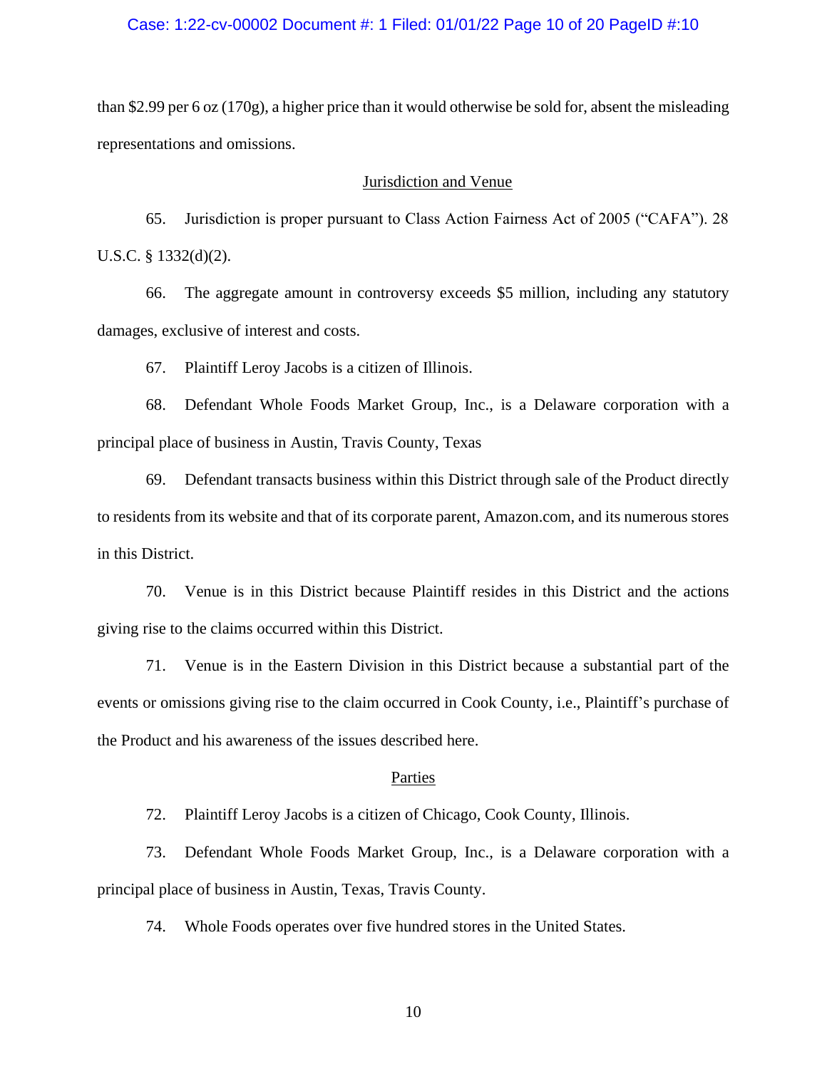than $2.99 per 6 oz (170g), a higher price than it would otherwise be sold for, absent the misleading representations and omissions.

## Jurisdiction and Venue

65. Jurisdiction is proper pursuant to Class Action Fairness Act of 2005 ("CAFA"). 28 U.S.C. § 1332(d)(2).

66. The aggregate amount in controversy exceeds $5 million, including any statutory damages, exclusive of interest and costs.

67. Plaintiff Leroy Jacobs is a citizen of Illinois.

68. Defendant Whole Foods Market Group, Inc., is a Delaware corporation with a principal place of business in Austin, Travis County, Texas

69. Defendant transacts business within this District through sale of the Product directly to residents from its website and that of its corporate parent, Amazon.com, and its numerous stores in this District.

70. Venue is in this District because Plaintiff resides in this District and the actions giving rise to the claims occurred within this District.

71. Venue is in the Eastern Division in this District because a substantial part of the events or omissions giving rise to the claim occurred in Cook County, i.e., Plaintiff's purchase of the Product and his awareness of the issues described here.

## Parties

72. Plaintiff Leroy Jacobs is a citizen of Chicago, Cook County, Illinois.

73. Defendant Whole Foods Market Group, Inc., is a Delaware corporation with a principal place of business in Austin, Texas, Travis County.

74. Whole Foods operates over five hundred stores in the United States.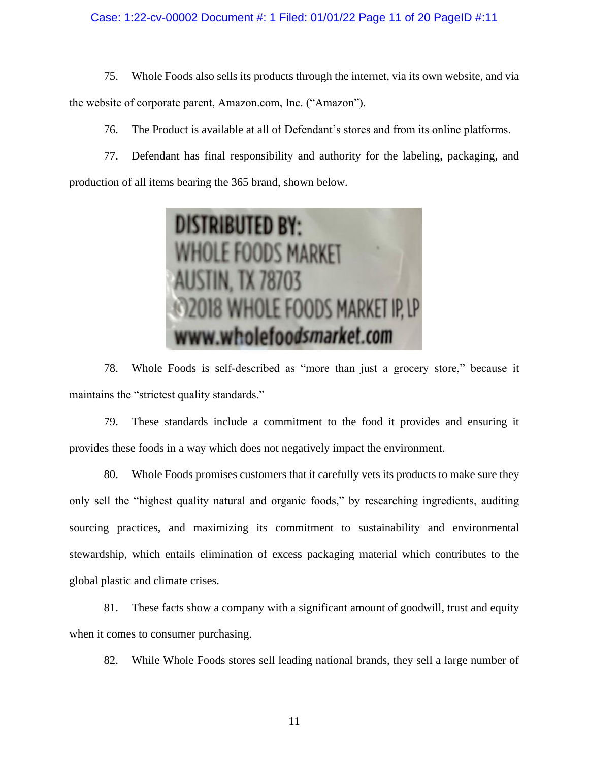75. Whole Foods also sells its products through the internet, via its own website, and via the website of corporate parent, Amazon.com, Inc. ("Amazon").

76. The Product is available at all of Defendant's stores and from its online platforms.

77. Defendant has final responsibility and authority for the labeling, packaging, and production of all items bearing the 365 brand, shown below.

DISTRIBUTED BY:
WHOLE FOODS MARKET
AUSTIN, TX 78703
©2018 WHOLE FOODS MARKET IP, LP
www.wholefoodsmarket.com

78. Whole Foods is self-described as "more than just a grocery store," because it maintains the "strictest quality standards."

79. These standards include a commitment to the food it provides and ensuring it provides these foods in a way which does not negatively impact the environment.

80. Whole Foods promises customers that it carefully vets its products to make sure they only sell the "highest quality natural and organic foods," by researching ingredients, auditing sourcing practices, and maximizing its commitment to sustainability and environmental stewardship, which entails elimination of excess packaging material which contributes to the global plastic and climate crises.

81. These facts show a company with a significant amount of goodwill, trust and equity when it comes to consumer purchasing.

82. While Whole Foods stores sell leading national brands, they sell a large number of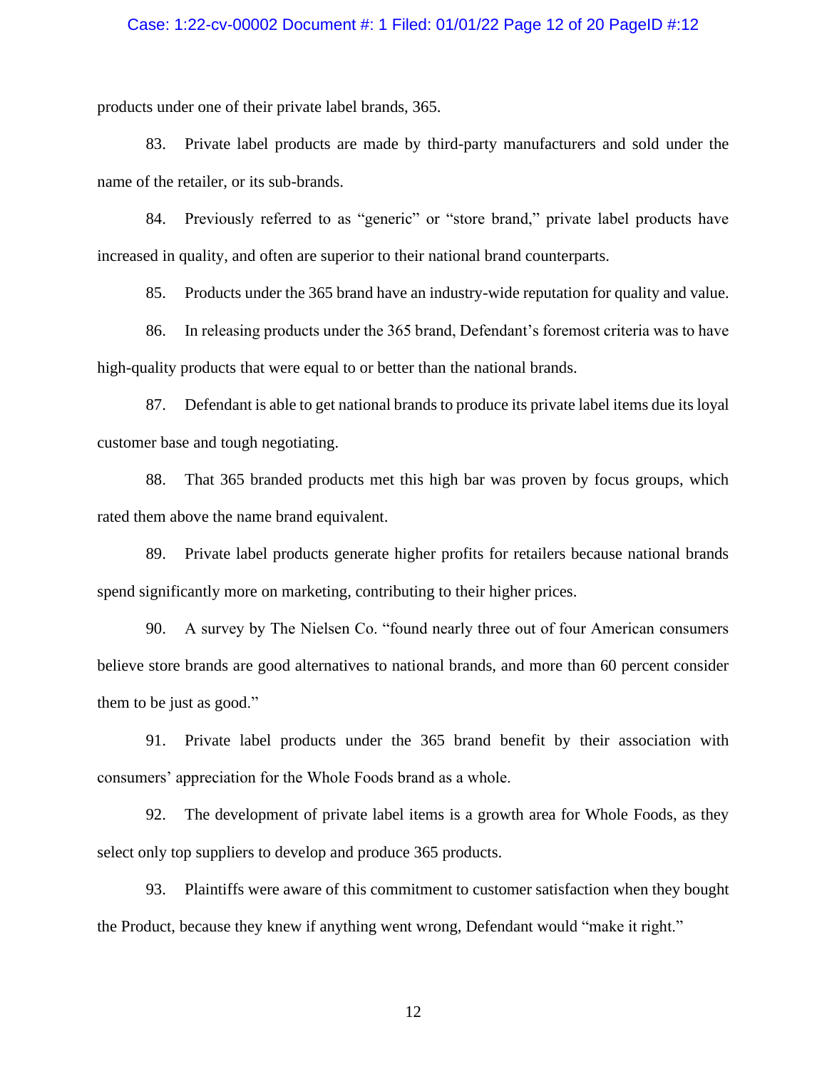products under one of their private label brands, 365.

83. Private label products are made by third-party manufacturers and sold under the name of the retailer, or its sub-brands.

84. Previously referred to as "generic" or "store brand," private label products have increased in quality, and often are superior to their national brand counterparts.

85. Products under the 365 brand have an industry-wide reputation for quality and value.

86. In releasing products under the 365 brand, Defendant's foremost criteria was to have high-quality products that were equal to or better than the national brands.

87. Defendant is able to get national brands to produce its private label items due its loyal customer base and tough negotiating.

88. That 365 branded products met this high bar was proven by focus groups, which rated them above the name brand equivalent.

89. Private label products generate higher profits for retailers because national brands spend significantly more on marketing, contributing to their higher prices.

90. A survey by The Nielsen Co. "found nearly three out of four American consumers believe store brands are good alternatives to national brands, and more than 60 percent consider them to be just as good."

91. Private label products under the 365 brand benefit by their association with consumers' appreciation for the Whole Foods brand as a whole.

92. The development of private label items is a growth area for Whole Foods, as they select only top suppliers to develop and produce 365 products.

93. Plaintiffs were aware of this commitment to customer satisfaction when they bought the Product, because they knew if anything went wrong, Defendant would "make it right."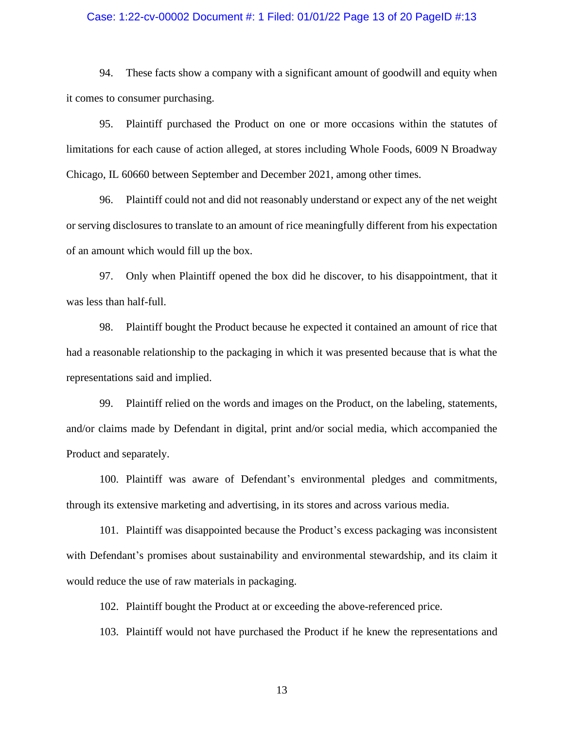94. These facts show a company with a significant amount of goodwill and equity when it comes to consumer purchasing.

95. Plaintiff purchased the Product on one or more occasions within the statutes of limitations for each cause of action alleged, at stores including Whole Foods, 6009 N Broadway Chicago, IL 60660 between September and December 2021, among other times.

96. Plaintiff could not and did not reasonably understand or expect any of the net weight or serving disclosures to translate to an amount of rice meaningfully different from his expectation of an amount which would fill up the box.

97. Only when Plaintiff opened the box did he discover, to his disappointment, that it was less than half-full.

98. Plaintiff bought the Product because he expected it contained an amount of rice that had a reasonable relationship to the packaging in which it was presented because that is what the representations said and implied.

99. Plaintiff relied on the words and images on the Product, on the labeling, statements, and/or claims made by Defendant in digital, print and/or social media, which accompanied the Product and separately.

100. Plaintiff was aware of Defendant's environmental pledges and commitments, through its extensive marketing and advertising, in its stores and across various media.

101. Plaintiff was disappointed because the Product's excess packaging was inconsistent with Defendant's promises about sustainability and environmental stewardship, and its claim it would reduce the use of raw materials in packaging.

102. Plaintiff bought the Product at or exceeding the above-referenced price.

103. Plaintiff would not have purchased the Product if he knew the representations and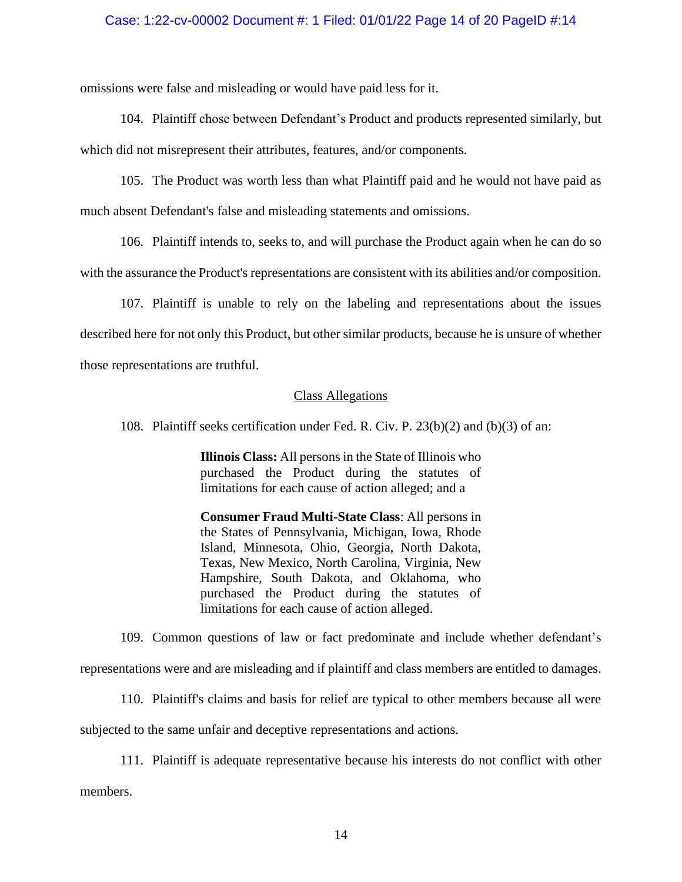omissions were false and misleading or would have paid less for it.

104. Plaintiff chose between Defendant's Product and products represented similarly, but which did not misrepresent their attributes, features, and/or components.

105. The Product was worth less than what Plaintiff paid and he would not have paid as much absent Defendant's false and misleading statements and omissions.

106. Plaintiff intends to, seeks to, and will purchase the Product again when he can do so with the assurance the Product's representations are consistent with its abilities and/or composition.

107. Plaintiff is unable to rely on the labeling and representations about the issues described here for not only this Product, but other similar products, because he is unsure of whether those representations are truthful.

## Class Allegations

108. Plaintiff seeks certification under Fed. R. Civ. P. 23(b)(2) and (b)(3) of an:

> **Illinois Class:** All persons in the State of Illinois who purchased the Product during the statutes of limitations for each cause of action alleged; and a
>
> **Consumer Fraud Multi-State Class**: All persons in the States of Pennsylvania, Michigan, Iowa, Rhode Island, Minnesota, Ohio, Georgia, North Dakota, Texas, New Mexico, North Carolina, Virginia, New Hampshire, South Dakota, and Oklahoma, who purchased the Product during the statutes of limitations for each cause of action alleged.

109. Common questions of law or fact predominate and include whether defendant's representations were and are misleading and if plaintiff and class members are entitled to damages.

110. Plaintiff's claims and basis for relief are typical to other members because all were subjected to the same unfair and deceptive representations and actions.

111. Plaintiff is adequate representative because his interests do not conflict with other members.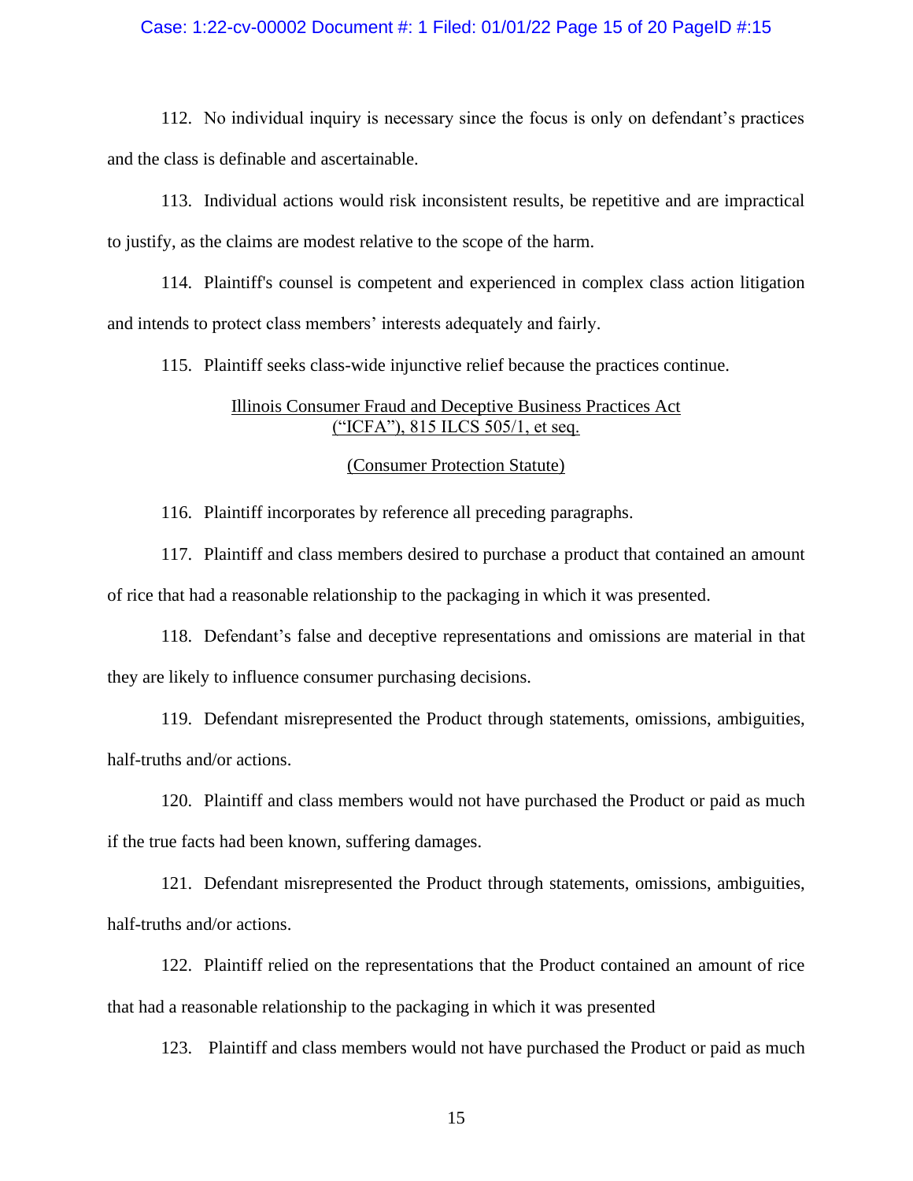112. No individual inquiry is necessary since the focus is only on defendant's practices and the class is definable and ascertainable.

113. Individual actions would risk inconsistent results, be repetitive and are impractical to justify, as the claims are modest relative to the scope of the harm.

114. Plaintiff's counsel is competent and experienced in complex class action litigation and intends to protect class members' interests adequately and fairly.

115. Plaintiff seeks class-wide injunctive relief because the practices continue.

<u>Illinois Consumer Fraud and Deceptive Business Practices Act ("ICFA"), 815 ILCS 505/1, et seq.</u>

<u>(Consumer Protection Statute)</u>

116. Plaintiff incorporates by reference all preceding paragraphs.

117. Plaintiff and class members desired to purchase a product that contained an amount of rice that had a reasonable relationship to the packaging in which it was presented.

118. Defendant's false and deceptive representations and omissions are material in that they are likely to influence consumer purchasing decisions.

119. Defendant misrepresented the Product through statements, omissions, ambiguities, half-truths and/or actions.

120. Plaintiff and class members would not have purchased the Product or paid as much if the true facts had been known, suffering damages.

121. Defendant misrepresented the Product through statements, omissions, ambiguities, half-truths and/or actions.

122. Plaintiff relied on the representations that the Product contained an amount of rice that had a reasonable relationship to the packaging in which it was presented

123. Plaintiff and class members would not have purchased the Product or paid as much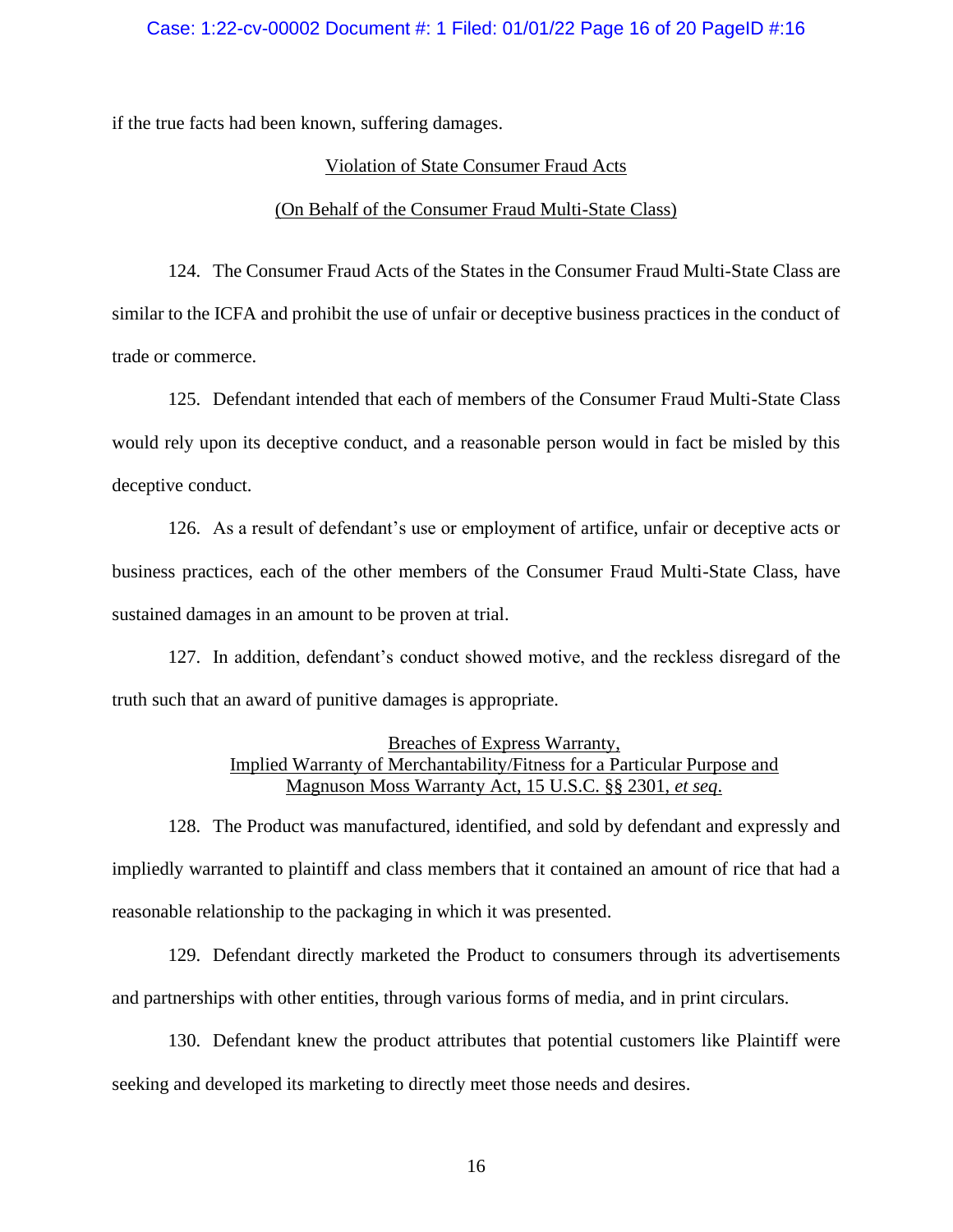if the true facts had been known, suffering damages.

Violation of State Consumer Fraud Acts

(On Behalf of the Consumer Fraud Multi-State Class)

124. The Consumer Fraud Acts of the States in the Consumer Fraud Multi-State Class are similar to the ICFA and prohibit the use of unfair or deceptive business practices in the conduct of trade or commerce.

125. Defendant intended that each of members of the Consumer Fraud Multi-State Class would rely upon its deceptive conduct, and a reasonable person would in fact be misled by this deceptive conduct.

126. As a result of defendant's use or employment of artifice, unfair or deceptive acts or business practices, each of the other members of the Consumer Fraud Multi-State Class, have sustained damages in an amount to be proven at trial.

127. In addition, defendant's conduct showed motive, and the reckless disregard of the truth such that an award of punitive damages is appropriate.

Breaches of Express Warranty,
Implied Warranty of Merchantability/Fitness for a Particular Purpose and
Magnuson Moss Warranty Act, 15 U.S.C. §§ 2301, *et seq*.

128. The Product was manufactured, identified, and sold by defendant and expressly and impliedly warranted to plaintiff and class members that it contained an amount of rice that had a reasonable relationship to the packaging in which it was presented.

129. Defendant directly marketed the Product to consumers through its advertisements and partnerships with other entities, through various forms of media, and in print circulars.

130. Defendant knew the product attributes that potential customers like Plaintiff were seeking and developed its marketing to directly meet those needs and desires.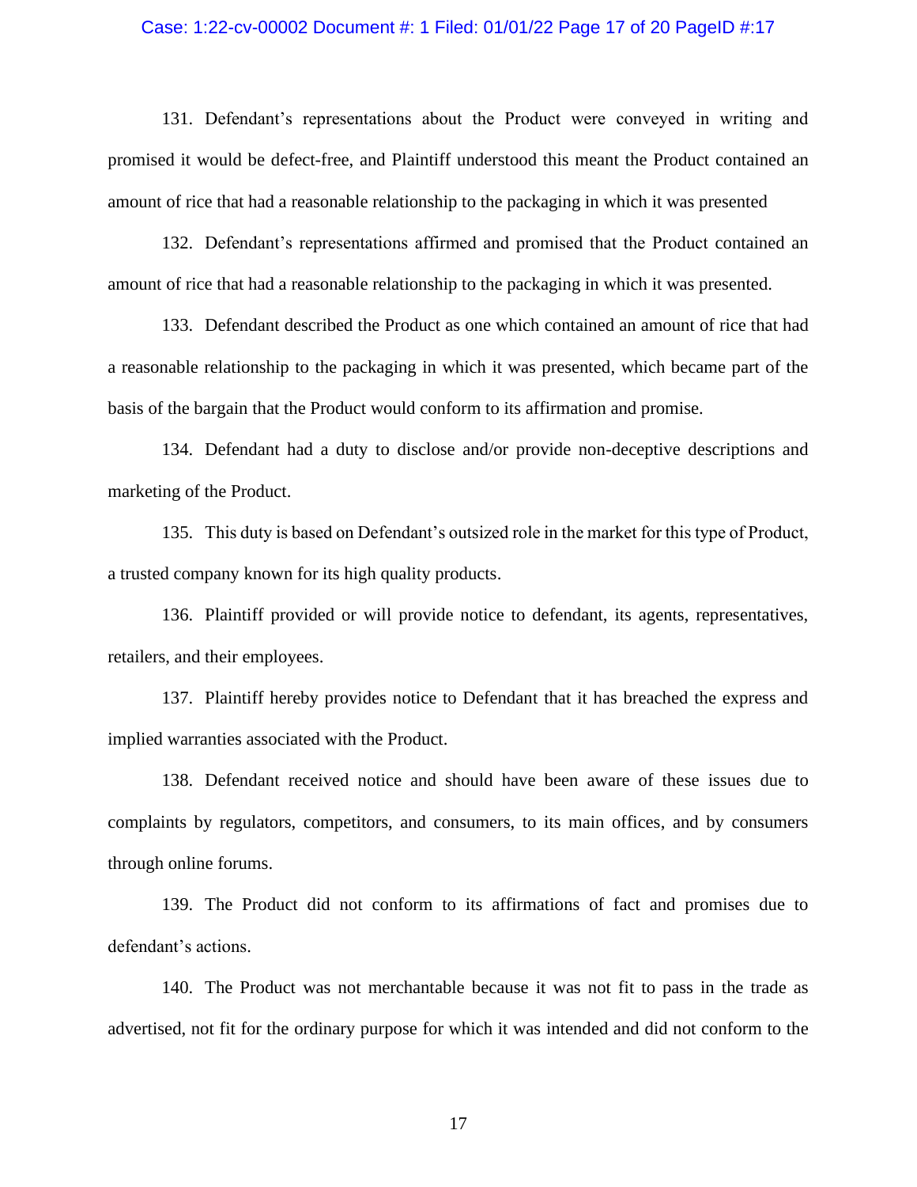131. Defendant's representations about the Product were conveyed in writing and promised it would be defect-free, and Plaintiff understood this meant the Product contained an amount of rice that had a reasonable relationship to the packaging in which it was presented

132. Defendant's representations affirmed and promised that the Product contained an amount of rice that had a reasonable relationship to the packaging in which it was presented.

133. Defendant described the Product as one which contained an amount of rice that had a reasonable relationship to the packaging in which it was presented, which became part of the basis of the bargain that the Product would conform to its affirmation and promise.

134. Defendant had a duty to disclose and/or provide non-deceptive descriptions and marketing of the Product.

135. This duty is based on Defendant's outsized role in the market for this type of Product, a trusted company known for its high quality products.

136. Plaintiff provided or will provide notice to defendant, its agents, representatives, retailers, and their employees.

137. Plaintiff hereby provides notice to Defendant that it has breached the express and implied warranties associated with the Product.

138. Defendant received notice and should have been aware of these issues due to complaints by regulators, competitors, and consumers, to its main offices, and by consumers through online forums.

139. The Product did not conform to its affirmations of fact and promises due to defendant's actions.

140. The Product was not merchantable because it was not fit to pass in the trade as advertised, not fit for the ordinary purpose for which it was intended and did not conform to the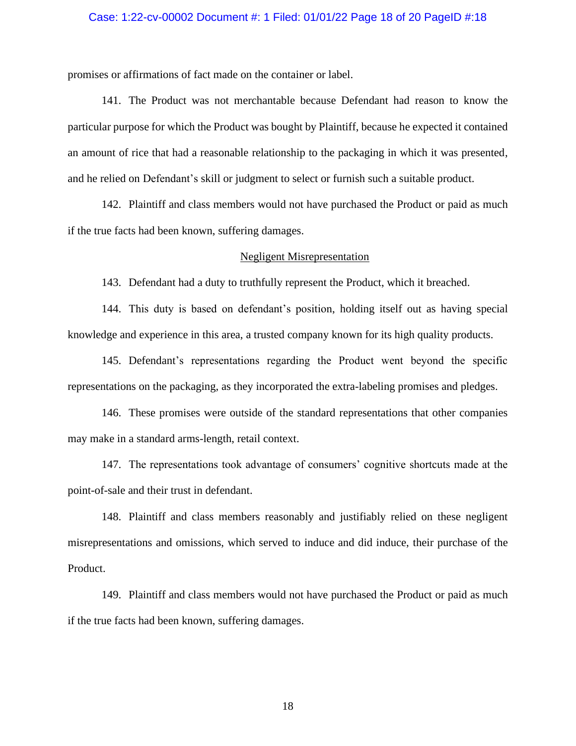promises or affirmations of fact made on the container or label.

141. The Product was not merchantable because Defendant had reason to know the particular purpose for which the Product was bought by Plaintiff, because he expected it contained an amount of rice that had a reasonable relationship to the packaging in which it was presented, and he relied on Defendant's skill or judgment to select or furnish such a suitable product.

142. Plaintiff and class members would not have purchased the Product or paid as much if the true facts had been known, suffering damages.

<u>Negligent Misrepresentation</u>

143. Defendant had a duty to truthfully represent the Product, which it breached.

144. This duty is based on defendant's position, holding itself out as having special knowledge and experience in this area, a trusted company known for its high quality products.

145. Defendant's representations regarding the Product went beyond the specific representations on the packaging, as they incorporated the extra-labeling promises and pledges.

146. These promises were outside of the standard representations that other companies may make in a standard arms-length, retail context.

147. The representations took advantage of consumers' cognitive shortcuts made at the point-of-sale and their trust in defendant.

148. Plaintiff and class members reasonably and justifiably relied on these negligent misrepresentations and omissions, which served to induce and did induce, their purchase of the Product.

149. Plaintiff and class members would not have purchased the Product or paid as much if the true facts had been known, suffering damages.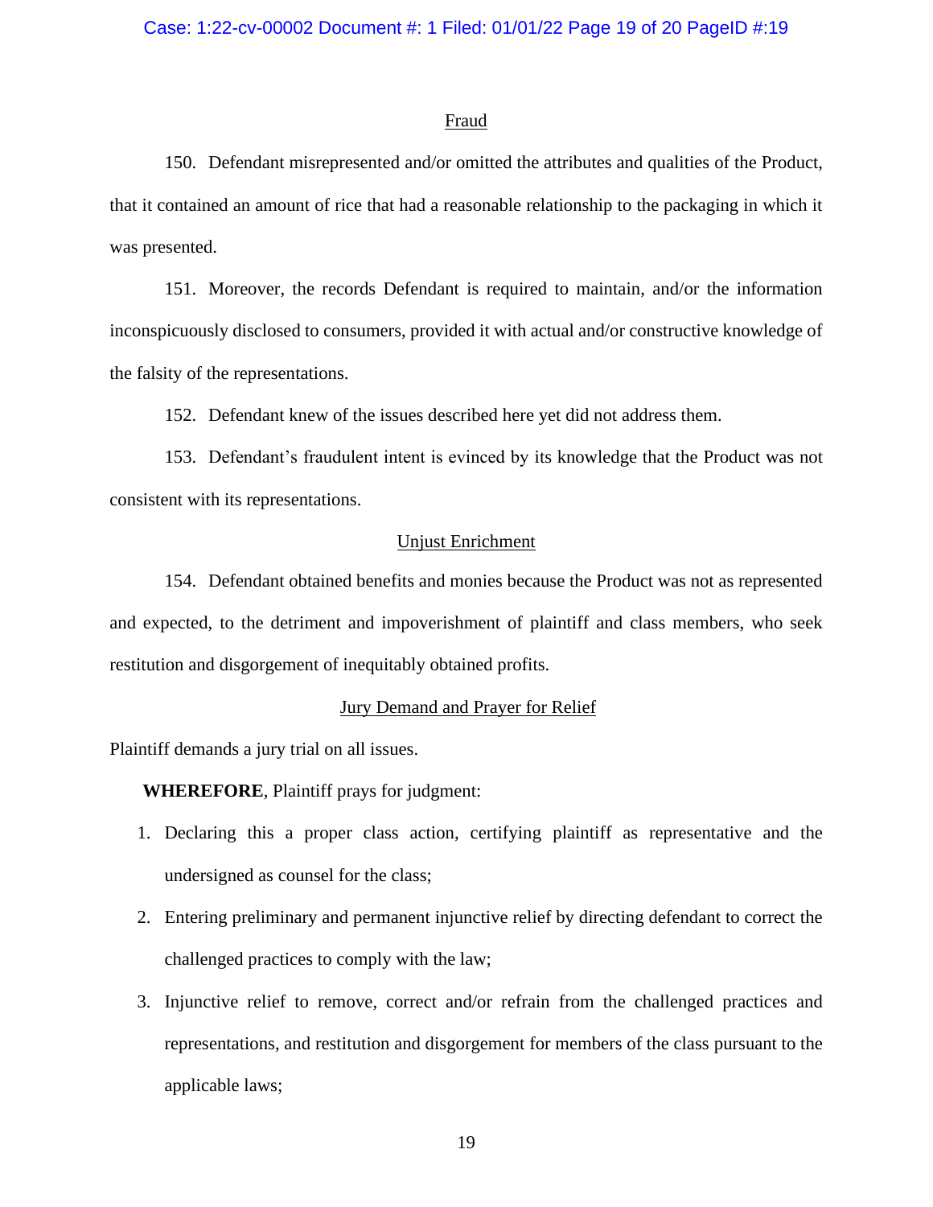## Fraud

150. Defendant misrepresented and/or omitted the attributes and qualities of the Product, that it contained an amount of rice that had a reasonable relationship to the packaging in which it was presented.

151. Moreover, the records Defendant is required to maintain, and/or the information inconspicuously disclosed to consumers, provided it with actual and/or constructive knowledge of the falsity of the representations.

152. Defendant knew of the issues described here yet did not address them.

153. Defendant's fraudulent intent is evinced by its knowledge that the Product was not consistent with its representations.

## Unjust Enrichment

154. Defendant obtained benefits and monies because the Product was not as represented and expected, to the detriment and impoverishment of plaintiff and class members, who seek restitution and disgorgement of inequitably obtained profits.

## Jury Demand and Prayer for Relief

Plaintiff demands a jury trial on all issues.

**WHEREFORE**, Plaintiff prays for judgment:

1. Declaring this a proper class action, certifying plaintiff as representative and the undersigned as counsel for the class;
2. Entering preliminary and permanent injunctive relief by directing defendant to correct the challenged practices to comply with the law;
3. Injunctive relief to remove, correct and/or refrain from the challenged practices and representations, and restitution and disgorgement for members of the class pursuant to the applicable laws;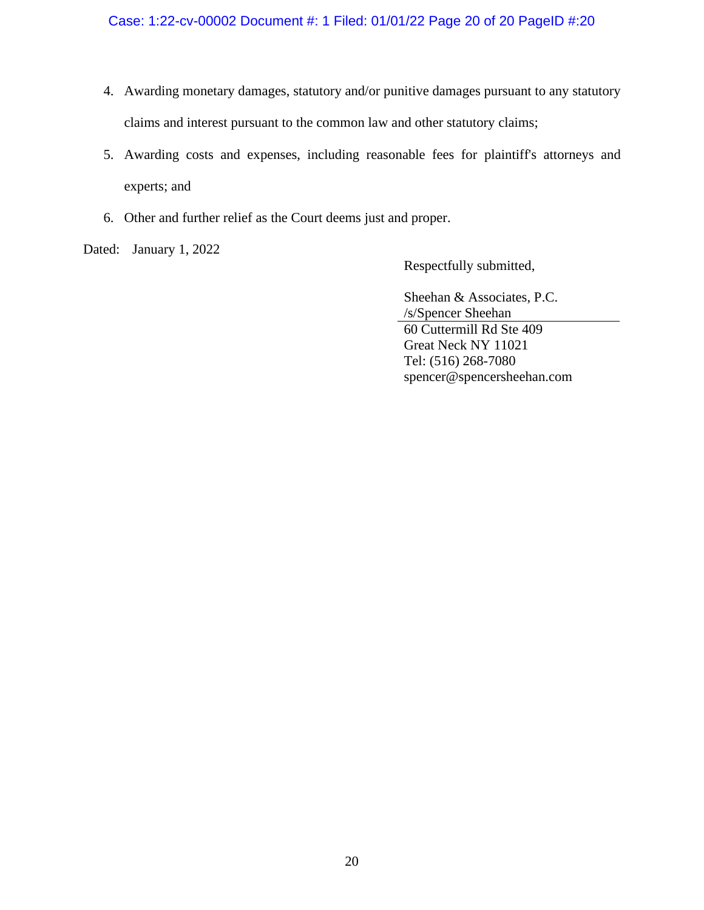4. Awarding monetary damages, statutory and/or punitive damages pursuant to any statutory claims and interest pursuant to the common law and other statutory claims;
5. Awarding costs and expenses, including reasonable fees for plaintiff's attorneys and experts; and
6. Other and further relief as the Court deems just and proper.

Dated: January 1, 2022

Respectfully submitted,

Sheehan & Associates, P.C.
/s/Spencer Sheehan
60 Cuttermill Rd Ste 409
Great Neck NY 11021
Tel: (516) 268-7080
spencer@spencersheehan.com